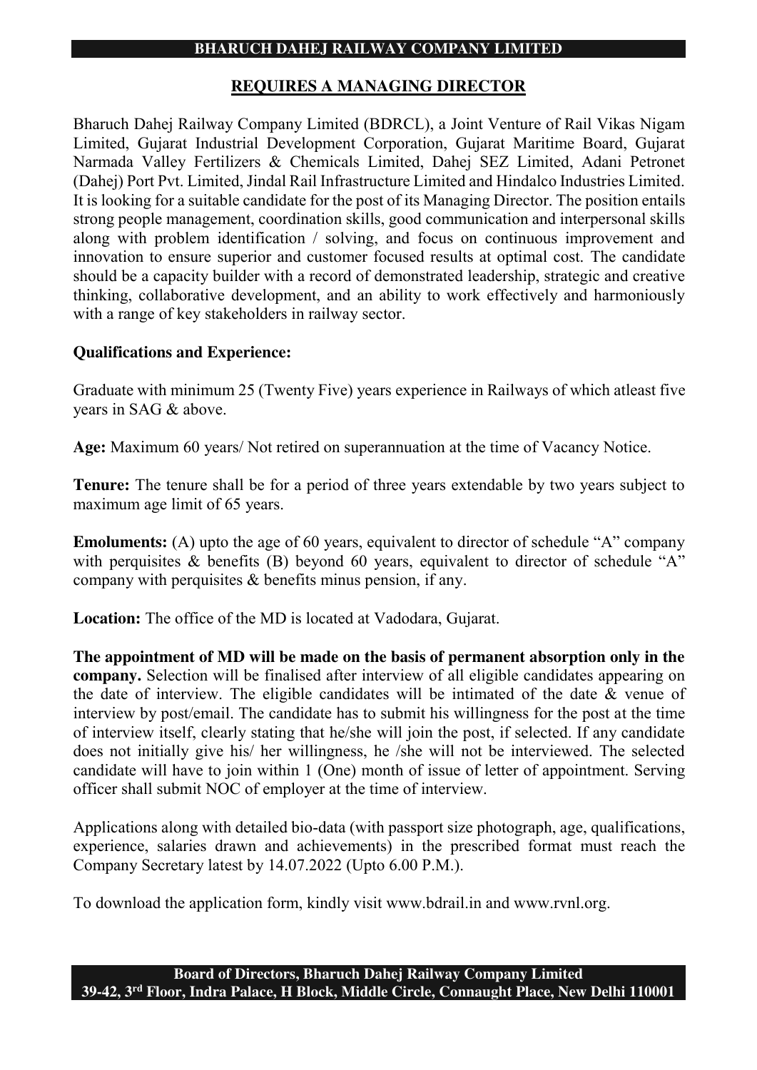# BHARUCH DAHEJ RAILWAY COMPANY LIMITED

## REQUIRES A MANAGING DIRECTOR

Bharuch Dahej Railway Company Limited (BDRCL), a Joint Venture of Rail Vikas Nigam Limited, Gujarat Industrial Development Corporation, Gujarat Maritime Board, Gujarat Narmada Valley Fertilizers & Chemicals Limited, Dahej SEZ Limited, Adani Petronet (Dahej) Port Pvt. Limited, Jindal Rail Infrastructure Limited and Hindalco Industries Limited. It is looking for a suitable candidate for the post of its Managing Director. The position entails strong people management, coordination skills, good communication and interpersonal skills along with problem identification / solving, and focus on continuous improvement and innovation to ensure superior and customer focused results at optimal cost. The candidate should be a capacity builder with a record of demonstrated leadership, strategic and creative thinking, collaborative development, and an ability to work effectively and harmoniously with a range of key stakeholders in railway sector.

**Qualifications and Experience:**

Graduate with minimum 25 (Twenty Five) years experience in Railways of which atleast five years in SAG & above.

**Age:** Maximum 60 years/ Not retired on superannuation at the time of Vacancy Notice.

**Tenure:** The tenure shall be for a period of three years extendable by two years subject to maximum age limit of 65 years.

**Emoluments:** (A) upto the age of 60 years, equivalent to director of schedule "A" company with perquisites & benefits (B) beyond 60 years, equivalent to director of schedule "A" company with perquisites & benefits minus pension, if any.

**Location:** The office of the MD is located at Vadodara, Gujarat.

**The appointment of MD will be made on the basis of permanent absorption only in the company.** Selection will be finalised after interview of all eligible candidates appearing on the date of interview. The eligible candidates will be intimated of the date & venue of interview by post/email. The candidate has to submit his willingness for the post at the time of interview itself, clearly stating that he/she will join the post, if selected. If any candidate does not initially give his/ her willingness, he /she will not be interviewed. The selected candidate will have to join within 1 (One) month of issue of letter of appointment. Serving officer shall submit NOC of employer at the time of interview.

Applications along with detailed bio-data (with passport size photograph, age, qualifications, experience, salaries drawn and achievements) in the prescribed format must reach the Company Secretary latest by 14.07.2022 (Upto 6.00 P.M.).

To download the application form, kindly visit www.bdrail.in and www.rvnl.org.

**Board of Directors, Bharuch Dahej Railway Company Limited**
**39-42, 3rd Floor, Indra Palace, H Block, Middle Circle, Connaught Place, New Delhi 110001**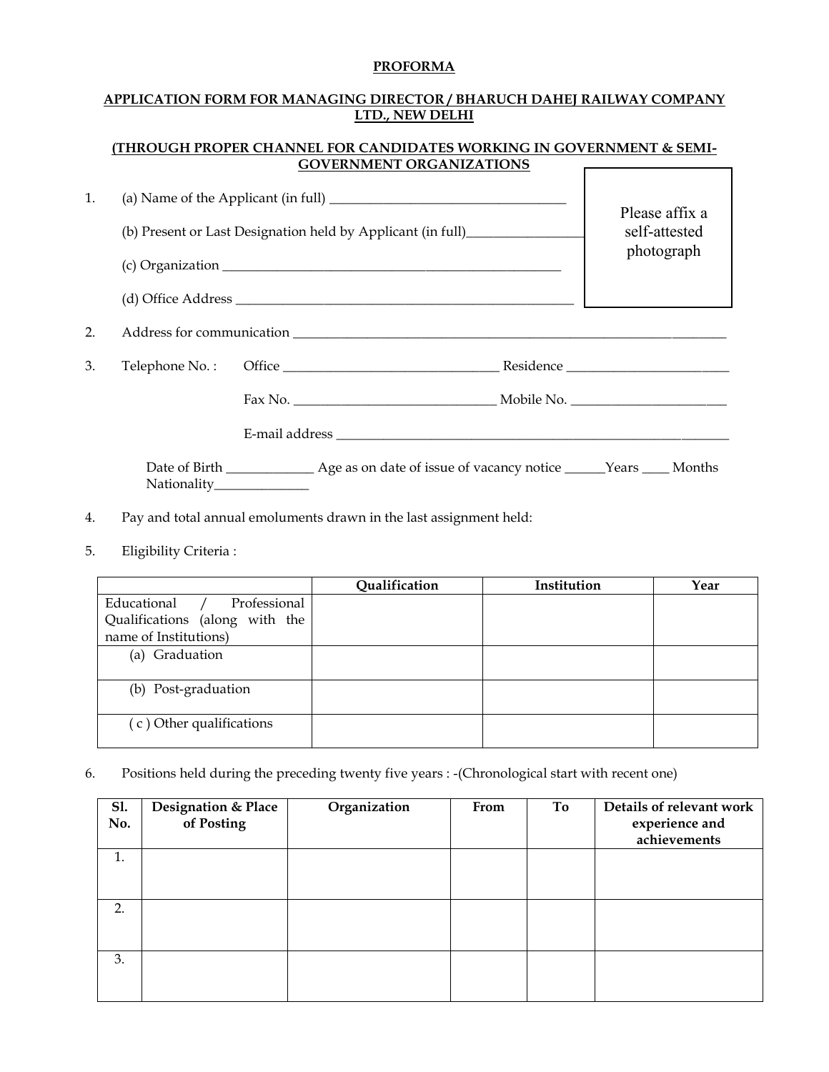**PROFORMA**

**APPLICATION FORM FOR MANAGING DIRECTOR / BHARUCH DAHEJ RAILWAY COMPANY LTD., NEW DELHI**

**(THROUGH PROPER CHANNEL FOR CANDIDATES WORKING IN GOVERNMENT & SEMI-GOVERNMENT ORGANIZATIONS**

Please affix a self-attested photograph

1. (a) Name of the Applicant (in full) ___________________________________

   (b) Present or Last Designation held by Applicant (in full)_________________

   (c) Organization ___________________________________________________

   (d) Office Address __________________________________________________

2. Address for communication ___________________________________________________________________

3. Telephone No. : Office _________________________________ Residence ________________________

   Fax No. ______________________________ Mobile No. _______________________

   E-mail address _________________________________________________________

   Date of Birth _____________ Age as on date of issue of vacancy notice ______Years ____ Months
   Nationality______________

4. Pay and total annual emoluments drawn in the last assignment held:

5. Eligibility Criteria :

| | Qualification | Institution | Year |
|---|---|---|---|
| Educational / Professional Qualifications (along with the name of Institutions) | | | |
| (a) Graduation | | | |
| (b) Post-graduation | | | |
| ( c ) Other qualifications | | | |

6. Positions held during the preceding twenty five years : -(Chronological start with recent one)

| Sl. No. | Designation & Place of Posting | Organization | From | To | Details of relevant work experience and achievements |
|---|---|---|---|---|---|
| 1. | | | | | |
| 2. | | | | | |
| 3. | | | | | |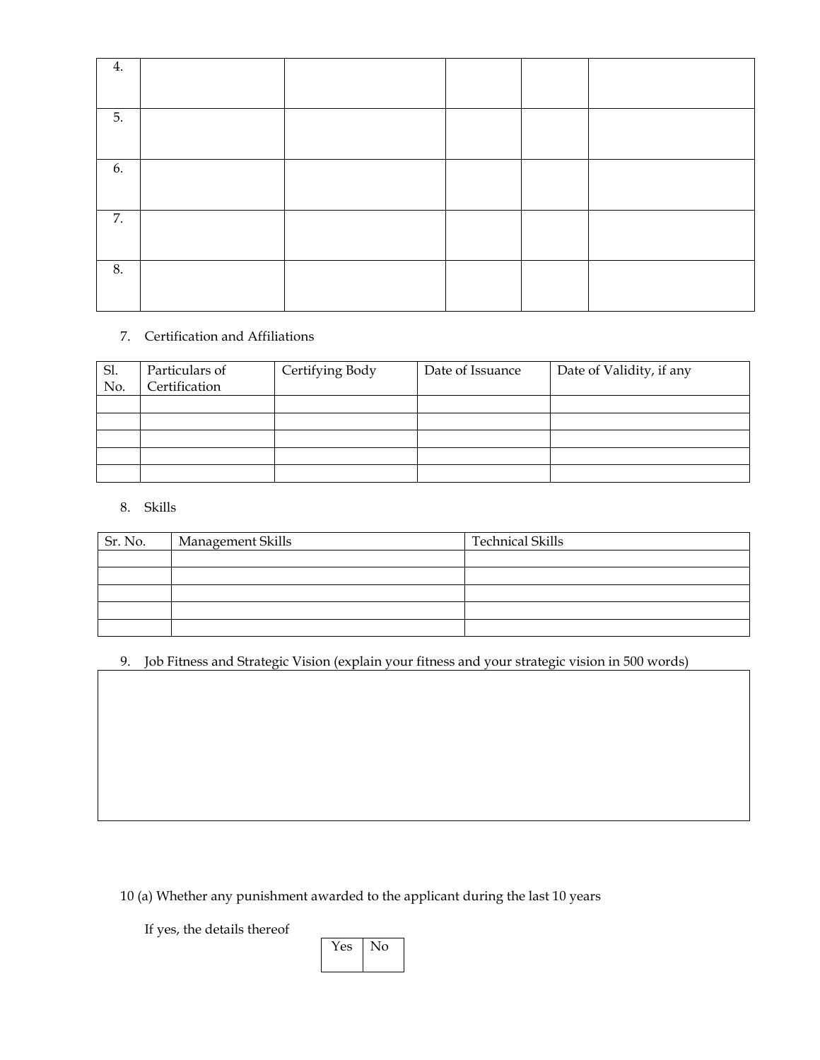| | | | | | |
|---|---|---|---|---|---|
| 4. | | | | | |
| 5. | | | | | |
| 6. | | | | | |
| 7. | | | | | |
| 8. | | | | | |

7. Certification and Affiliations

| Sl. No. | Particulars of Certification | Certifying Body | Date of Issuance | Date of Validity, if any |
|---|---|---|---|---|
| | | | | |
| | | | | |
| | | | | |
| | | | | |
| | | | | |

8. Skills

| Sr. No. | Management Skills | Technical Skills |
|---|---|---|
| | | |
| | | |
| | | |
| | | |
| | | |

9. Job Fitness and Strategic Vision (explain your fitness and your strategic vision in 500 words)

| |
|---|
| |

10 (a) Whether any punishment awarded to the applicant during the last 10 years

If yes, the details thereof

| Yes | No |
|---|---|
| | |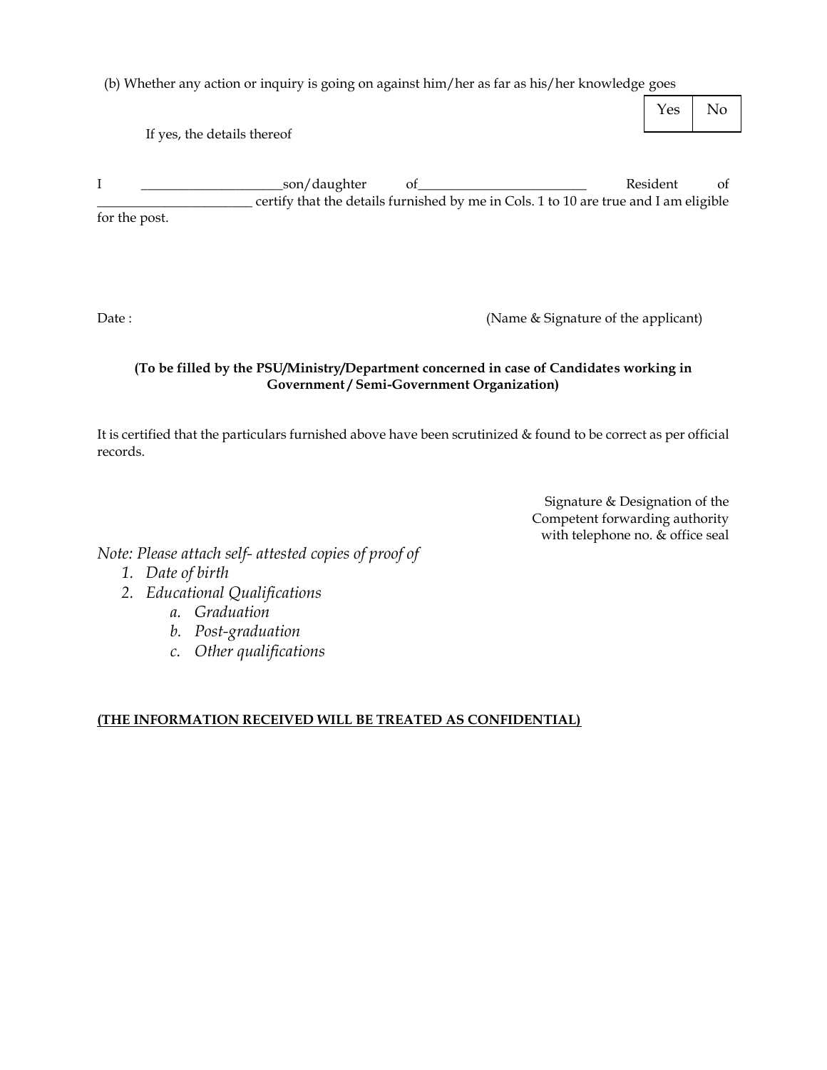(b) Whether any action or inquiry is going on against him/her as far as his/her knowledge goes

| Yes | No |
|---|---|

If yes, the details thereof

I _____________________son/daughter of_________________________ Resident of _______________________ certify that the details furnished by me in Cols. 1 to 10 are true and I am eligible for the post.

Date : (Name & Signature of the applicant)

**(To be filled by the PSU/Ministry/Department concerned in case of Candidates working in Government / Semi-Government Organization)**

It is certified that the particulars furnished above have been scrutinized & found to be correct as per official records.

Signature & Designation of the
Competent forwarding authority
with telephone no. & office seal

*Note: Please attach self- attested copies of proof of*

1. *Date of birth*
2. *Educational Qualifications*
    a. *Graduation*
    b. *Post-graduation*
    c. *Other qualifications*

**(THE INFORMATION RECEIVED WILL BE TREATED AS CONFIDENTIAL)**